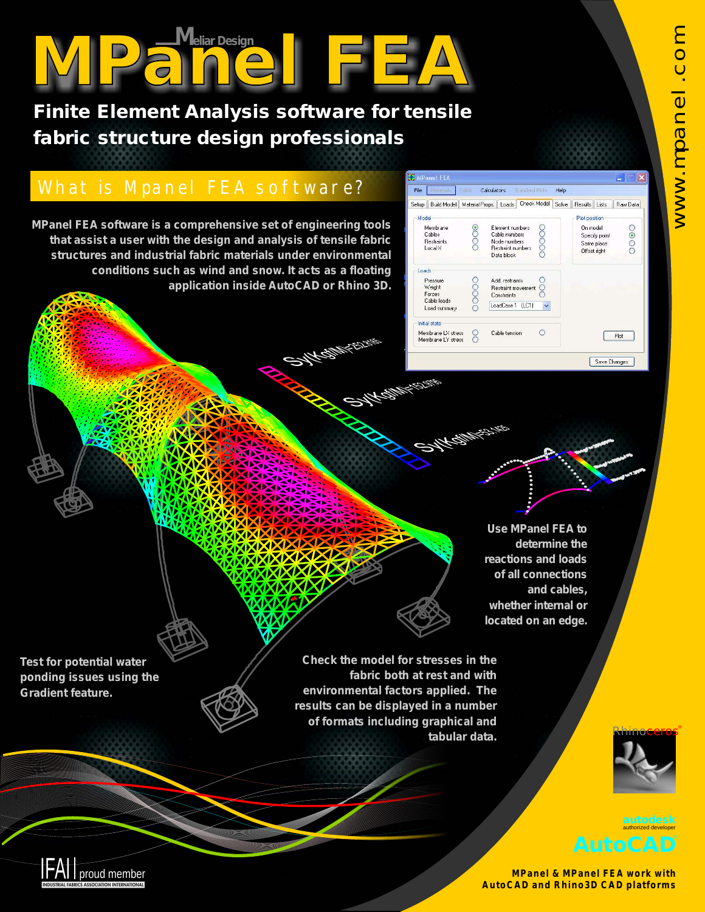# MPanel FEA

Meliar Design

**Finite Element Analysis software for tensile fabric structure design professionals**

www.mpanel.com

## What is Mpanel FEA software?

**MPanel FEA software is a comprehensive set of engineering tools that assist a user with the design and analysis of tensile fabric structures and industrial fabric materials under environmental conditions such as wind and snow. It acts as a floating application inside AutoCAD or Rhino 3D.**

**Use MPanel FEA to determine the reactions and loads of all connections and cables, whether internal or located on an edge.**

**Test for potential water ponding issues using the Gradient feature.**

**Check the model for stresses in the fabric both at rest and with environmental factors applied. The results can be displayed in a number of formats including graphical and tabular data.**

IFAI proud member
INDUSTRIAL FABRICS ASSOCIATION INTERNATIONAL

Rhinoceros®

autodesk authorized developer
AutoCAD®

**MPanel & MPanel FEA work with AutoCAD and Rhino3D CAD platforms**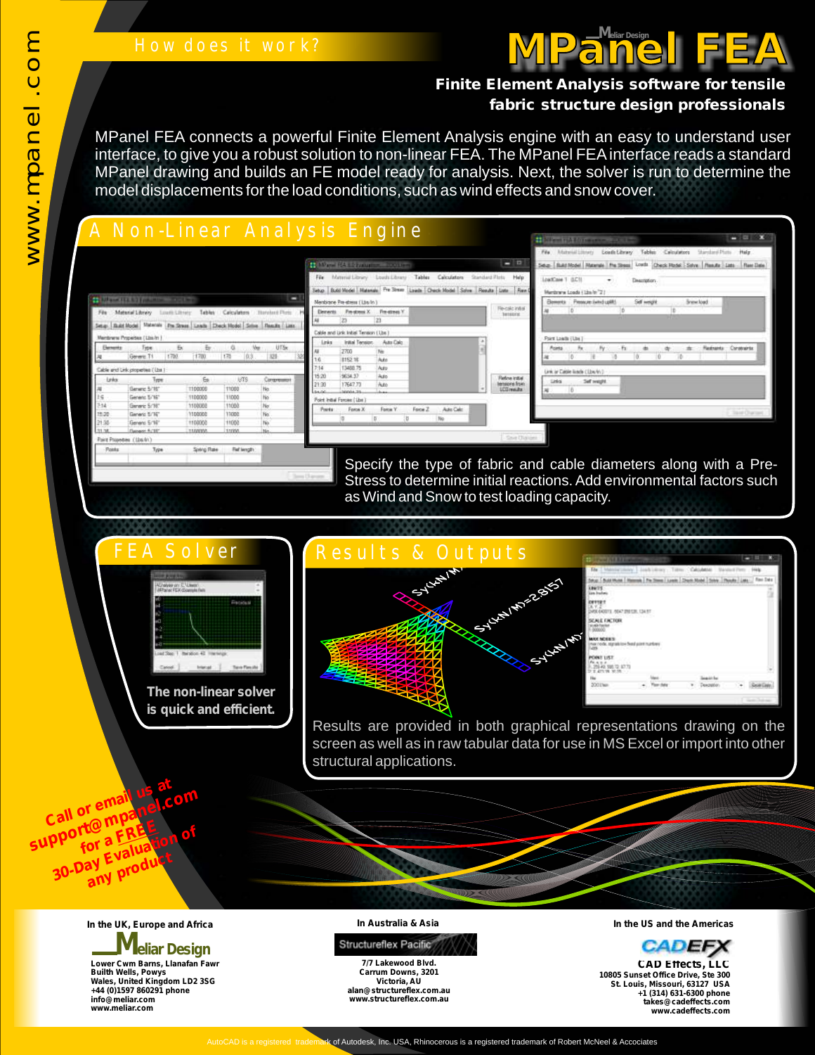www.mpanel.com

## How does it work?

# MPanel FEA

**Finite Element Analysis software for tensile fabric structure design professionals**

MPanel FEA connects a powerful Finite Element Analysis engine with an easy to understand user interface, to give you a robust solution to non-linear FEA. The MPanel FEA interface reads a standard MPanel drawing and builds an FE model ready for analysis. Next, the solver is run to determine the model displacements for the load conditions, such as wind effects and snow cover.

## A Non-Linear Analysis Engine

Specify the type of fabric and cable diameters along with a Pre-Stress to determine initial reactions. Add environmental factors such as Wind and Snow to test loading capacity.

## FEA Solver

**The non-linear solver is quick and efficient.**

## Results & Outputs

Results are provided in both graphical representations drawing on the screen as well as in raw tabular data for use in MS Excel or import into other structural applications.

**Call or email us at support@mpanel.com for a FREE 30-Day Evaluation of any product**

**In the UK, Europe and Africa**

Meliar Design
Lower Cwm Barns, Llanafan Fawr
Builth Wells, Powys
Wales, United Kingdom LD2 3SG
+44 (0)1597 860291 phone
info@meliar.com
www.meliar.com

**In Australia & Asia**

Structureflex Pacific
7/7 Lakewood Blvd.
Carrum Downs, 3201
Victoria, AU
alan@structureflex.com.au
www.structureflex.com.au

**In the US and the Americas**

CADEFX
CAD Effects, LLC
10805 Sunset Office Drive, Ste 300
St. Louis, Missouri, 63127 USA
+1 (314) 631-6300 phone
takes@cadeffects.com
www.cadeffects.com

AutoCAD is a registered trademark of Autodesk, Inc. USA, Rhinocerous is a registered trademark of Robert McNeel & Accociates